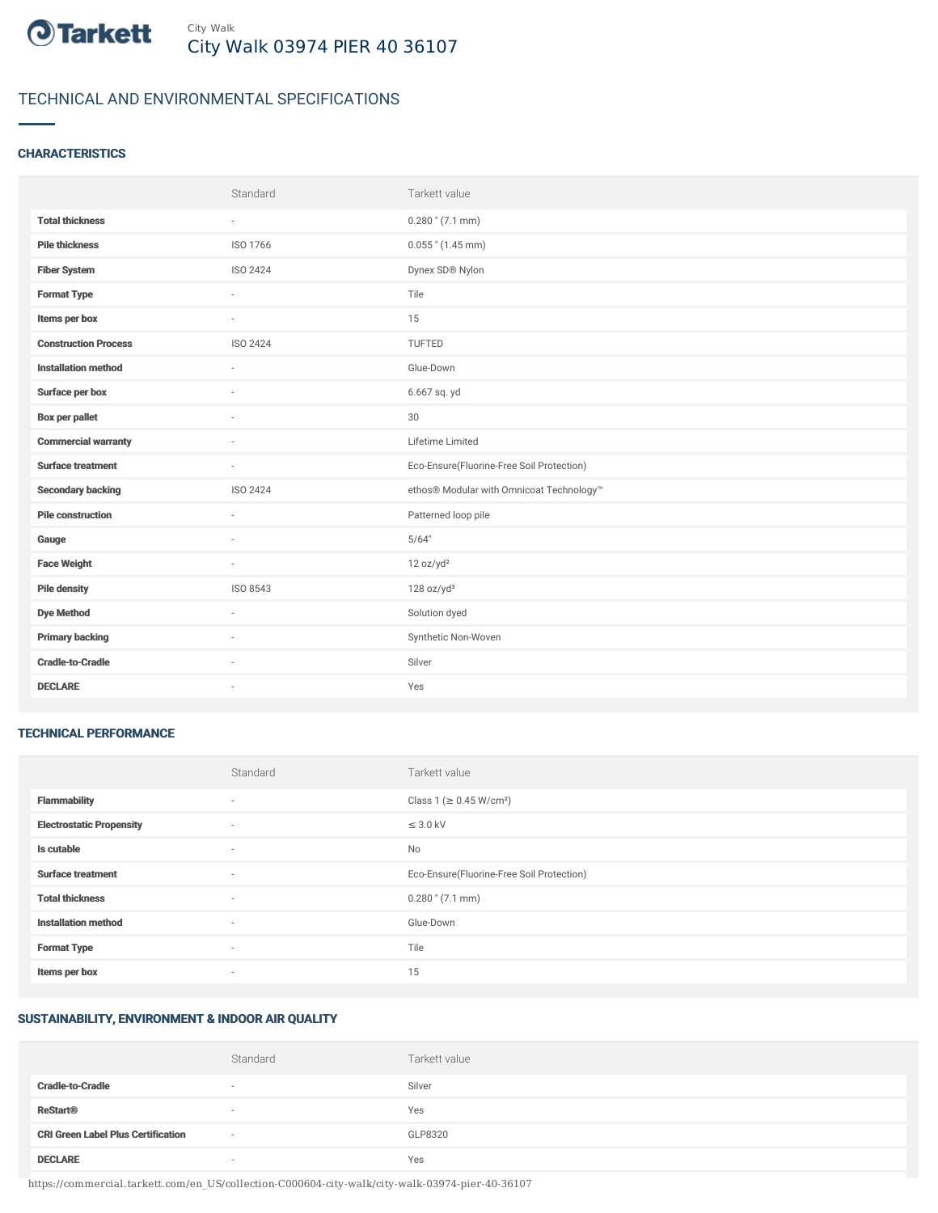Tarkett

City Walk

# City Walk 03974 PIER 40 36107

## TECHNICAL AND ENVIRONMENTAL SPECIFICATIONS

### CHARACTERISTICS

| | Standard | Tarkett value |
|---|---|---|
| **Total thickness** | - | 0.280 " (7.1 mm) |
| **Pile thickness** | ISO 1766 | 0.055 " (1.45 mm) |
| **Fiber System** | ISO 2424 | Dynex SD® Nylon |
| **Format Type** | - | Tile |
| **Items per box** | - | 15 |
| **Construction Process** | ISO 2424 | TUFTED |
| **Installation method** | - | Glue-Down |
| **Surface per box** | - | 6.667 sq. yd |
| **Box per pallet** | - | 30 |
| **Commercial warranty** | - | Lifetime Limited |
| **Surface treatment** | - | Eco-Ensure(Fluorine-Free Soil Protection) |
| **Secondary backing** | ISO 2424 | ethos® Modular with Omnicoat Technology™ |
| **Pile construction** | - | Patterned loop pile |
| **Gauge** | - | 5/64" |
| **Face Weight** | - | 12 oz/yd² |
| **Pile density** | ISO 8543 | 128 oz/yd³ |
| **Dye Method** | - | Solution dyed |
| **Primary backing** | - | Synthetic Non-Woven |
| **Cradle-to-Cradle** | - | Silver |
| **DECLARE** | - | Yes |

### TECHNICAL PERFORMANCE

| | Standard | Tarkett value |
|---|---|---|
| **Flammability** | - | Class 1 (≥ 0.45 W/cm²) |
| **Electrostatic Propensity** | - | ≤ 3.0 kV |
| **Is cutable** | - | No |
| **Surface treatment** | - | Eco-Ensure(Fluorine-Free Soil Protection) |
| **Total thickness** | - | 0.280 " (7.1 mm) |
| **Installation method** | - | Glue-Down |
| **Format Type** | - | Tile |
| **Items per box** | - | 15 |

### SUSTAINABILITY, ENVIRONMENT & INDOOR AIR QUALITY

| | Standard | Tarkett value |
|---|---|---|
| **Cradle-to-Cradle** | - | Silver |
| **ReStart®** | - | Yes |
| **CRI Green Label Plus Certification** | - | GLP8320 |
| **DECLARE** | - | Yes |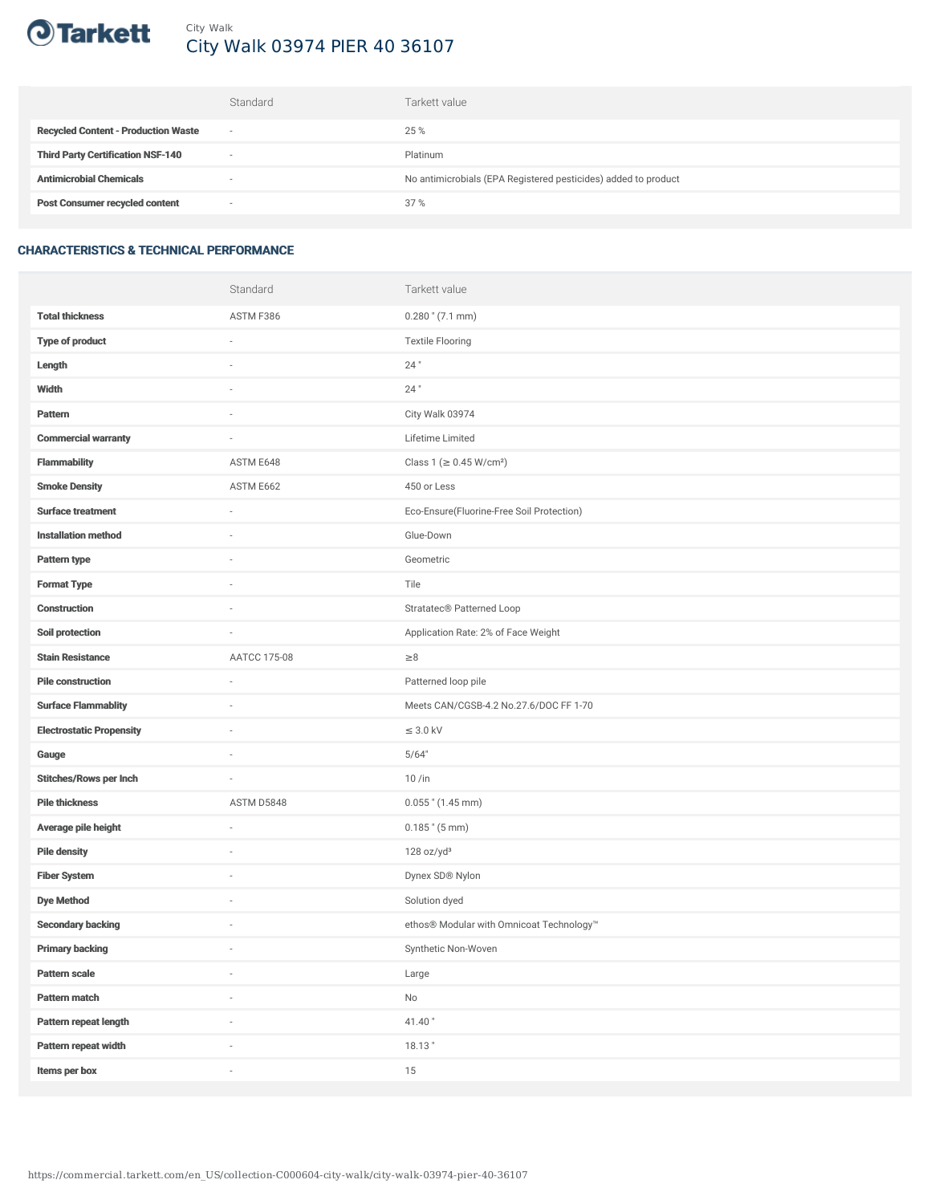# City Walk 03974 PIER 40 36107

City Walk

| | Standard | Tarkett value |
|---|---|---|
| **Recycled Content - Production Waste** | - | 25 % |
| **Third Party Certification NSF-140** | - | Platinum |
| **Antimicrobial Chemicals** | - | No antimicrobials (EPA Registered pesticides) added to product |
| **Post Consumer recycled content** | - | 37 % |

## CHARACTERISTICS & TECHNICAL PERFORMANCE

| | Standard | Tarkett value |
|---|---|---|
| **Total thickness** | ASTM F386 | 0.280 " (7.1 mm) |
| **Type of product** | - | Textile Flooring |
| **Length** | - | 24 " |
| **Width** | - | 24 " |
| **Pattern** | - | City Walk 03974 |
| **Commercial warranty** | - | Lifetime Limited |
| **Flammability** | ASTM E648 | Class 1 (≥ 0.45 W/cm²) |
| **Smoke Density** | ASTM E662 | 450 or Less |
| **Surface treatment** | - | Eco-Ensure(Fluorine-Free Soil Protection) |
| **Installation method** | - | Glue-Down |
| **Pattern type** | - | Geometric |
| **Format Type** | - | Tile |
| **Construction** | - | Stratatec® Patterned Loop |
| **Soil protection** | - | Application Rate: 2% of Face Weight |
| **Stain Resistance** | AATCC 175-08 | ≥8 |
| **Pile construction** | - | Patterned loop pile |
| **Surface Flammablity** | - | Meets CAN/CGSB-4.2 No.27.6/DOC FF 1-70 |
| **Electrostatic Propensity** | - | ≤ 3.0 kV |
| **Gauge** | - | 5/64" |
| **Stitches/Rows per Inch** | - | 10 /in |
| **Pile thickness** | ASTM D5848 | 0.055 " (1.45 mm) |
| **Average pile height** | - | 0.185 " (5 mm) |
| **Pile density** | - | 128 oz/yd³ |
| **Fiber System** | - | Dynex SD® Nylon |
| **Dye Method** | - | Solution dyed |
| **Secondary backing** | - | ethos® Modular with Omnicoat Technology™ |
| **Primary backing** | - | Synthetic Non-Woven |
| **Pattern scale** | - | Large |
| **Pattern match** | - | No |
| **Pattern repeat length** | - | 41.40 " |
| **Pattern repeat width** | - | 18.13 " |
| **Items per box** | - | 15 |